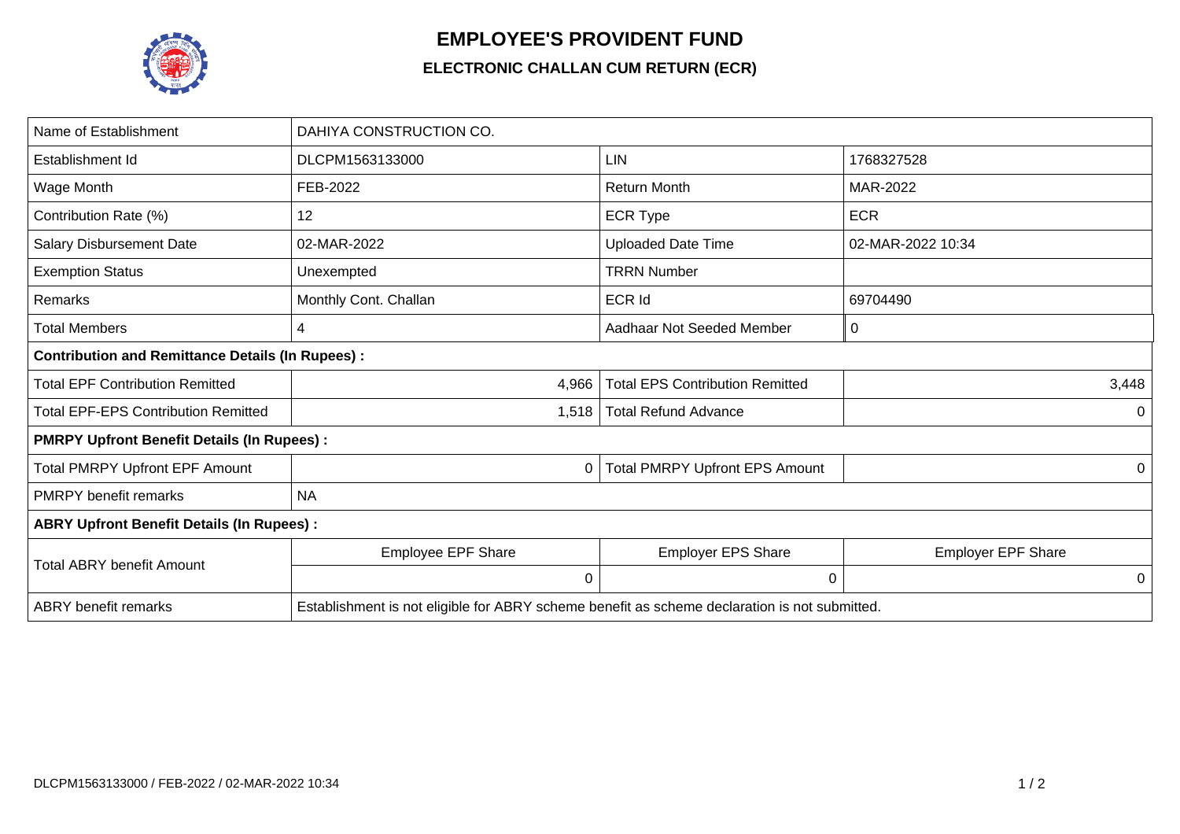# EMPLOYEE'S PROVIDENT FUND

## ELECTRONIC CHALLAN CUM RETURN (ECR)

| Name of Establishment | DAHIYA CONSTRUCTION CO. | | |
|---|---|---|---|
| Establishment Id | DLCPM1563133000 | LIN | 1768327528 |
| Wage Month | FEB-2022 | Return Month | MAR-2022 |
| Contribution Rate (%) | 12 | ECR Type | ECR |
| Salary Disbursement Date | 02-MAR-2022 | Uploaded Date Time | 02-MAR-2022 10:34 |
| Exemption Status | Unexempted | TRRN Number | |
| Remarks | Monthly Cont. Challan | ECR Id | 69704490 |
| Total Members | 4 | Aadhaar Not Seeded Member | 0 |
| **Contribution and Remittance Details (In Rupees) :** | | | |
| Total EPF Contribution Remitted | 4,966 | Total EPS Contribution Remitted | 3,448 |
| Total EPF-EPS Contribution Remitted | 1,518 | Total Refund Advance | 0 |
| **PMRPY Upfront Benefit Details (In Rupees) :** | | | |
| Total PMRPY Upfront EPF Amount | 0 | Total PMRPY Upfront EPS Amount | 0 |
| PMRPY benefit remarks | NA | | |
| **ABRY Upfront Benefit Details (In Rupees) :** | | | |
| Total ABRY benefit Amount | Employee EPF Share | Employer EPS Share | Employer EPF Share |
| | 0 | 0 | 0 |
| ABRY benefit remarks | Establishment is not eligible for ABRY scheme benefit as scheme declaration is not submitted. | | |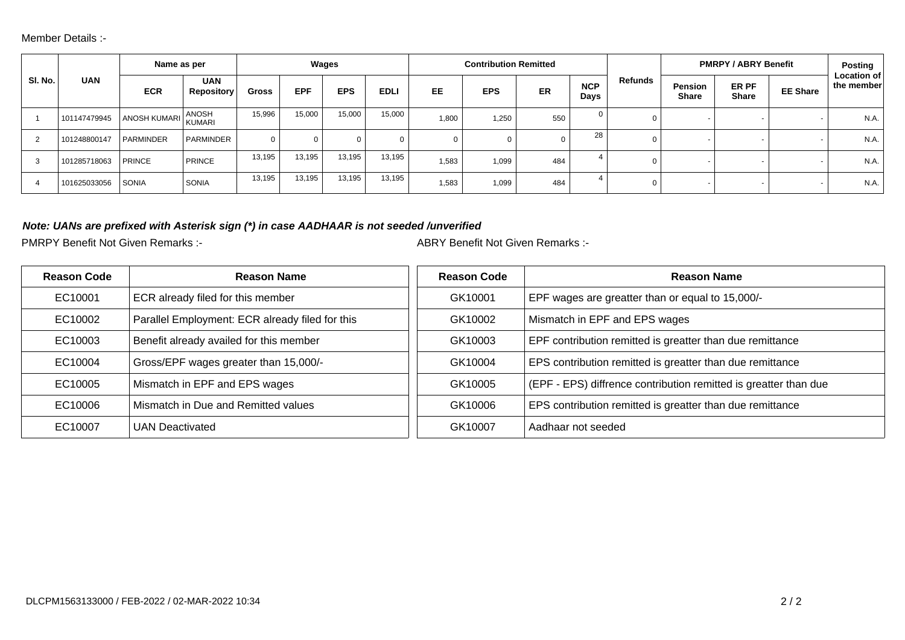Member Details :-

| Sl. No. | UAN | Name as per | | Wages | | | | Contribution Remitted | | | | Refunds | PMRPY / ABRY Benefit | | | Posting Location of the member |
|---|---|---|---|---|---|---|---|---|---|---|---|---|---|---|---|---|
| | | ECR | UAN Repository | Gross | EPF | EPS | EDLI | EE | EPS | ER | NCP Days | | Pension Share | ER PF Share | EE Share | |
| 1 | 101147479945 | ANOSH KUMARI | ANOSH KUMARI | 15,996 | 15,000 | 15,000 | 15,000 | 1,800 | 1,250 | 550 | 0 | 0 | - | - | - | N.A. |
| 2 | 101248800147 | PARMINDER | PARMINDER | 0 | 0 | 0 | 0 | 0 | 0 | 0 | 28 | 0 | - | - | - | N.A. |
| 3 | 101285718063 | PRINCE | PRINCE | 13,195 | 13,195 | 13,195 | 13,195 | 1,583 | 1,099 | 484 | 4 | 0 | - | - | - | N.A. |
| 4 | 101625033056 | SONIA | SONIA | 13,195 | 13,195 | 13,195 | 13,195 | 1,583 | 1,099 | 484 | 4 | 0 | - | - | - | N.A. |

***Note: UANs are prefixed with Asterisk sign (*) in case AADHAAR is not seeded /unverified***

PMRPY Benefit Not Given Remarks :-

| Reason Code | Reason Name |
|---|---|
| EC10001 | ECR already filed for this member |
| EC10002 | Parallel Employment: ECR already filed for this |
| EC10003 | Benefit already availed for this member |
| EC10004 | Gross/EPF wages greater than 15,000/- |
| EC10005 | Mismatch in EPF and EPS wages |
| EC10006 | Mismatch in Due and Remitted values |
| EC10007 | UAN Deactivated |

ABRY Benefit Not Given Remarks :-

| Reason Code | Reason Name |
|---|---|
| GK10001 | EPF wages are greatter than or equal to 15,000/- |
| GK10002 | Mismatch in EPF and EPS wages |
| GK10003 | EPF contribution remitted is greatter than due remittance |
| GK10004 | EPS contribution remitted is greatter than due remittance |
| GK10005 | (EPF - EPS) diffrence contribution remitted is greatter than due |
| GK10006 | EPS contribution remitted is greatter than due remittance |
| GK10007 | Aadhaar not seeded |

DLCPM1563133000 / FEB-2022 / 02-MAR-2022 10:34